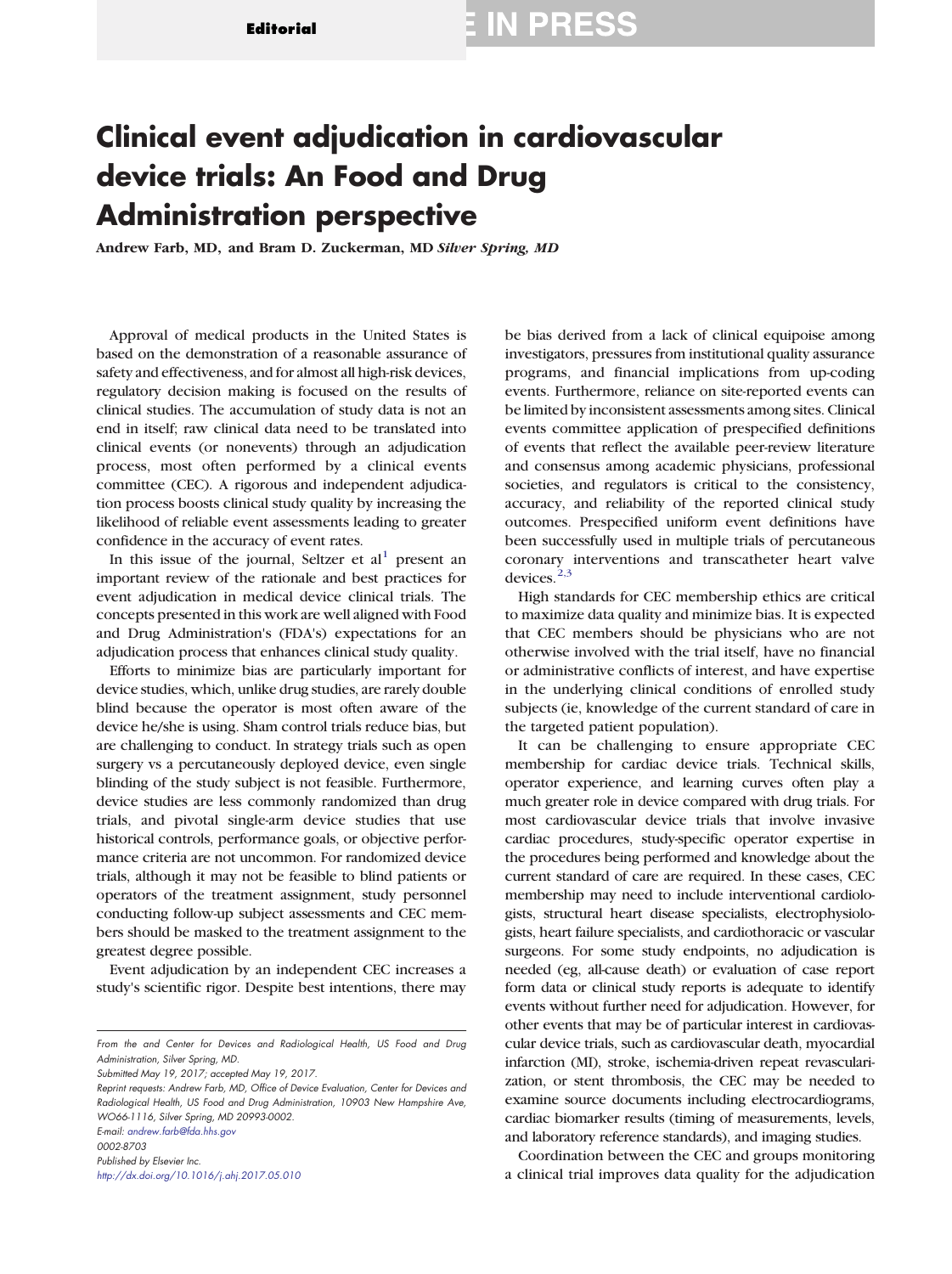Editorial

# Clinical event adjudication in cardiovascular device trials: An Food and Drug Administration perspective

**Andrew Farb, MD, and Bram D. Zuckerman, MD** *Silver Spring, MD*

Approval of medical products in the United States is based on the demonstration of a reasonable assurance of safety and effectiveness, and for almost all high-risk devices, regulatory decision making is focused on the results of clinical studies. The accumulation of study data is not an end in itself; raw clinical data need to be translated into clinical events (or nonevents) through an adjudication process, most often performed by a clinical events committee (CEC). A rigorous and independent adjudication process boosts clinical study quality by increasing the likelihood of reliable event assessments leading to greater confidence in the accuracy of event rates.

In this issue of the journal, Seltzer et al[1] present an important review of the rationale and best practices for event adjudication in medical device clinical trials. The concepts presented in this work are well aligned with Food and Drug Administration's (FDA's) expectations for an adjudication process that enhances clinical study quality.

Efforts to minimize bias are particularly important for device studies, which, unlike drug studies, are rarely double blind because the operator is most often aware of the device he/she is using. Sham control trials reduce bias, but are challenging to conduct. In strategy trials such as open surgery vs a percutaneously deployed device, even single blinding of the study subject is not feasible. Furthermore, device studies are less commonly randomized than drug trials, and pivotal single-arm device studies that use historical controls, performance goals, or objective performance criteria are not uncommon. For randomized device trials, although it may not be feasible to blind patients or operators of the treatment assignment, study personnel conducting follow-up subject assessments and CEC members should be masked to the treatment assignment to the greatest degree possible.

Event adjudication by an independent CEC increases a study's scientific rigor. Despite best intentions, there may be bias derived from a lack of clinical equipoise among investigators, pressures from institutional quality assurance programs, and financial implications from up-coding events. Furthermore, reliance on site-reported events can be limited by inconsistent assessments among sites. Clinical events committee application of prespecified definitions of events that reflect the available peer-review literature and consensus among academic physicians, professional societies, and regulators is critical to the consistency, accuracy, and reliability of the reported clinical study outcomes. Prespecified uniform event definitions have been successfully used in multiple trials of percutaneous coronary interventions and transcatheter heart valve devices.[2,3]

High standards for CEC membership ethics are critical to maximize data quality and minimize bias. It is expected that CEC members should be physicians who are not otherwise involved with the trial itself, have no financial or administrative conflicts of interest, and have expertise in the underlying clinical conditions of enrolled study subjects (ie, knowledge of the current standard of care in the targeted patient population).

It can be challenging to ensure appropriate CEC membership for cardiac device trials. Technical skills, operator experience, and learning curves often play a much greater role in device compared with drug trials. For most cardiovascular device trials that involve invasive cardiac procedures, study-specific operator expertise in the procedures being performed and knowledge about the current standard of care are required. In these cases, CEC membership may need to include interventional cardiologists, structural heart disease specialists, electrophysiologists, heart failure specialists, and cardiothoracic or vascular surgeons. For some study endpoints, no adjudication is needed (eg, all-cause death) or evaluation of case report form data or clinical study reports is adequate to identify events without further need for adjudication. However, for other events that may be of particular interest in cardiovascular device trials, such as cardiovascular death, myocardial infarction (MI), stroke, ischemia-driven repeat revascularization, or stent thrombosis, the CEC may be needed to examine source documents including electrocardiograms, cardiac biomarker results (timing of measurements, levels, and laboratory reference standards), and imaging studies.

Coordination between the CEC and groups monitoring a clinical trial improves data quality for the adjudication

*From the and Center for Devices and Radiological Health, US Food and Drug Administration, Silver Spring, MD.*

*Submitted May 19, 2017; accepted May 19, 2017.*

*Reprint requests: Andrew Farb, MD, Office of Device Evaluation, Center for Devices and Radiological Health, US Food and Drug Administration, 10903 New Hampshire Ave, WO66-1116, Silver Spring, MD 20993-0002.*

*E-mail: andrew.farb@fda.hhs.gov*

*0002-8703*

*Published by Elsevier Inc.*

*http://dx.doi.org/10.1016/j.ahj.2017.05.010*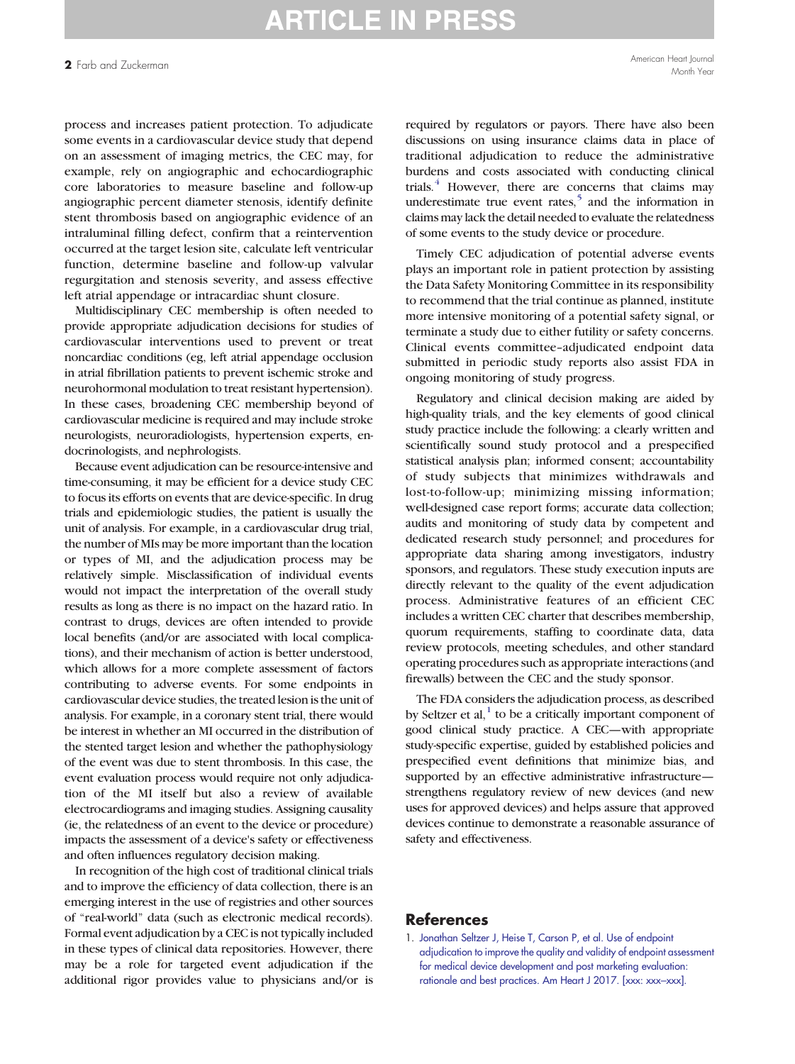process and increases patient protection. To adjudicate some events in a cardiovascular device study that depend on an assessment of imaging metrics, the CEC may, for example, rely on angiographic and echocardiographic core laboratories to measure baseline and follow-up angiographic percent diameter stenosis, identify definite stent thrombosis based on angiographic evidence of an intraluminal filling defect, confirm that a reintervention occurred at the target lesion site, calculate left ventricular function, determine baseline and follow-up valvular regurgitation and stenosis severity, and assess effective left atrial appendage or intracardiac shunt closure.

Multidisciplinary CEC membership is often needed to provide appropriate adjudication decisions for studies of cardiovascular interventions used to prevent or treat noncardiac conditions (eg, left atrial appendage occlusion in atrial fibrillation patients to prevent ischemic stroke and neurohormonal modulation to treat resistant hypertension). In these cases, broadening CEC membership beyond of cardiovascular medicine is required and may include stroke neurologists, neuroradiologists, hypertension experts, endocrinologists, and nephrologists.

Because event adjudication can be resource-intensive and time-consuming, it may be efficient for a device study CEC to focus its efforts on events that are device-specific. In drug trials and epidemiologic studies, the patient is usually the unit of analysis. For example, in a cardiovascular drug trial, the number of MIs may be more important than the location or types of MI, and the adjudication process may be relatively simple. Misclassification of individual events would not impact the interpretation of the overall study results as long as there is no impact on the hazard ratio. In contrast to drugs, devices are often intended to provide local benefits (and/or are associated with local complications), and their mechanism of action is better understood, which allows for a more complete assessment of factors contributing to adverse events. For some endpoints in cardiovascular device studies, the treated lesion is the unit of analysis. For example, in a coronary stent trial, there would be interest in whether an MI occurred in the distribution of the stented target lesion and whether the pathophysiology of the event was due to stent thrombosis. In this case, the event evaluation process would require not only adjudication of the MI itself but also a review of available electrocardiograms and imaging studies. Assigning causality (ie, the relatedness of an event to the device or procedure) impacts the assessment of a device's safety or effectiveness and often influences regulatory decision making.

In recognition of the high cost of traditional clinical trials and to improve the efficiency of data collection, there is an emerging interest in the use of registries and other sources of "real-world" data (such as electronic medical records). Formal event adjudication by a CEC is not typically included in these types of clinical data repositories. However, there may be a role for targeted event adjudication if the additional rigor provides value to physicians and/or is required by regulators or payors. There have also been discussions on using insurance claims data in place of traditional adjudication to reduce the administrative burdens and costs associated with conducting clinical trials.[4] However, there are concerns that claims may underestimate true event rates,[5] and the information in claims may lack the detail needed to evaluate the relatedness of some events to the study device or procedure.

Timely CEC adjudication of potential adverse events plays an important role in patient protection by assisting the Data Safety Monitoring Committee in its responsibility to recommend that the trial continue as planned, institute more intensive monitoring of a potential safety signal, or terminate a study due to either futility or safety concerns. Clinical events committee–adjudicated endpoint data submitted in periodic study reports also assist FDA in ongoing monitoring of study progress.

Regulatory and clinical decision making are aided by high-quality trials, and the key elements of good clinical study practice include the following: a clearly written and scientifically sound study protocol and a prespecified statistical analysis plan; informed consent; accountability of study subjects that minimizes withdrawals and lost-to-follow-up; minimizing missing information; well-designed case report forms; accurate data collection; audits and monitoring of study data by competent and dedicated research study personnel; and procedures for appropriate data sharing among investigators, industry sponsors, and regulators. These study execution inputs are directly relevant to the quality of the event adjudication process. Administrative features of an efficient CEC includes a written CEC charter that describes membership, quorum requirements, staffing to coordinate data, data review protocols, meeting schedules, and other standard operating procedures such as appropriate interactions (and firewalls) between the CEC and the study sponsor.

The FDA considers the adjudication process, as described by Seltzer et al,[1] to be a critically important component of good clinical study practice. A CEC—with appropriate study-specific expertise, guided by established policies and prespecified event definitions that minimize bias, and supported by an effective administrative infrastructure—strengthens regulatory review of new devices (and new uses for approved devices) and helps assure that approved devices continue to demonstrate a reasonable assurance of safety and effectiveness.

## References

1. Jonathan Seltzer J, Heise T, Carson P, et al. Use of endpoint adjudication to improve the quality and validity of endpoint assessment for medical device development and post marketing evaluation: rationale and best practices. Am Heart J 2017. [xxx: xxx–xxx].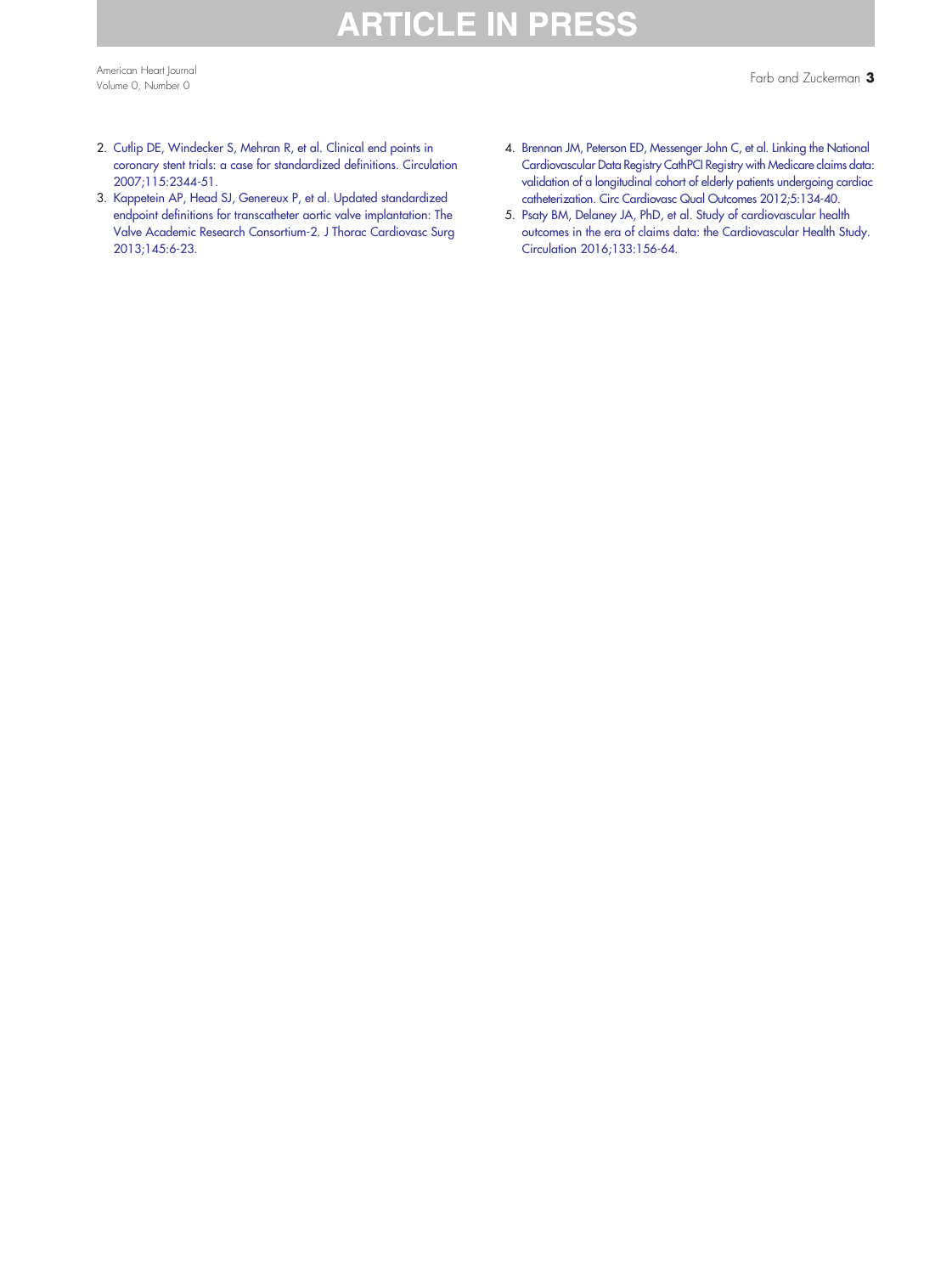2. Cutlip DE, Windecker S, Mehran R, et al. Clinical end points in coronary stent trials: a case for standardized definitions. Circulation 2007;115:2344-51.
3. Kappetein AP, Head SJ, Genereux P, et al. Updated standardized endpoint definitions for transcatheter aortic valve implantation: The Valve Academic Research Consortium-2. J Thorac Cardiovasc Surg 2013;145:6-23.
4. Brennan JM, Peterson ED, Messenger John C, et al. Linking the National Cardiovascular Data Registry CathPCI Registry with Medicare claims data: validation of a longitudinal cohort of elderly patients undergoing cardiac catheterization. Circ Cardiovasc Qual Outcomes 2012;5:134-40.
5. Psaty BM, Delaney JA, PhD, et al. Study of cardiovascular health outcomes in the era of claims data: the Cardiovascular Health Study. Circulation 2016;133:156-64.